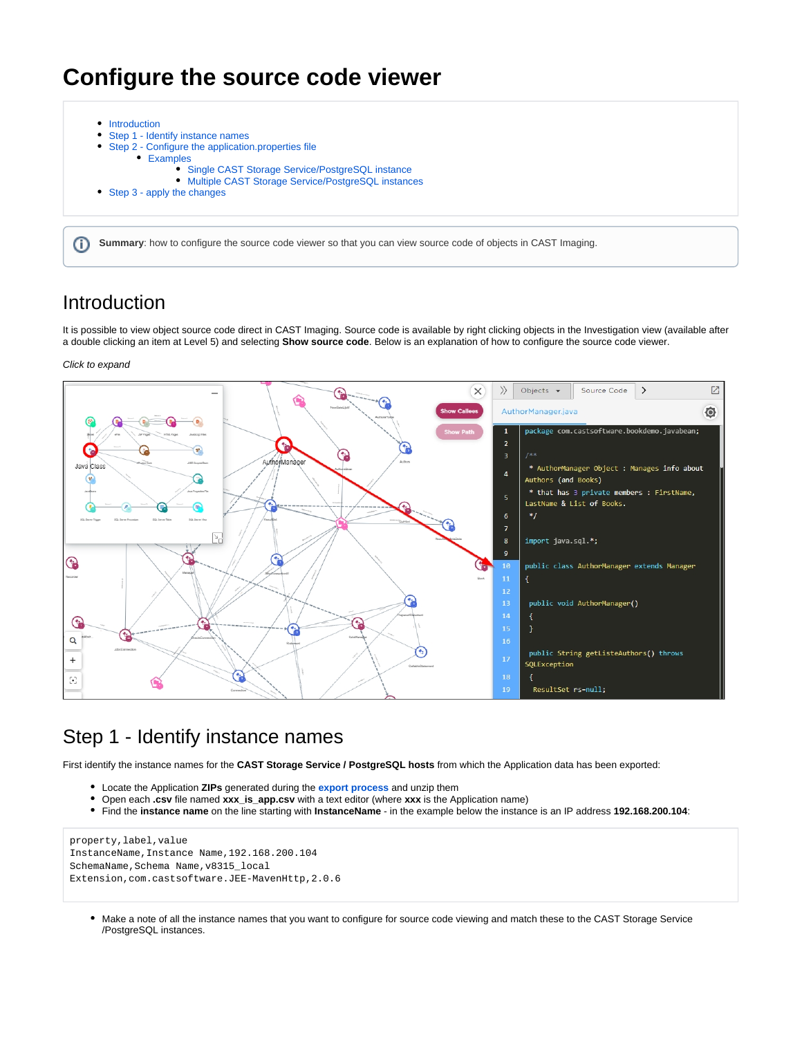# Configure the source code viewer

- Introduction
- Step 1 - Identify instance names
- Step 2 - Configure the application.properties file
  - Examples
    - Single CAST Storage Service/PostgreSQL instance
    - Multiple CAST Storage Service/PostgreSQL instances
- Step 3 - apply the changes

**Summary**: how to configure the source code viewer so that you can view source code of objects in CAST Imaging.

## Introduction

It is possible to view object source code direct in CAST Imaging. Source code is available by right clicking objects in the Investigation view (available after a double clicking an item at Level 5) and selecting **Show source code**. Below is an explanation of how to configure the source code viewer.

*Click to expand*

## Step 1 - Identify instance names

First identify the instance names for the **CAST Storage Service / PostgreSQL hosts** from which the Application data has been exported:

- Locate the Application **ZIPs** generated during the **export process** and unzip them
- Open each **.csv** file named **xxx_is_app.csv** with a text editor (where **xxx** is the Application name)
- Find the **instance name** on the line starting with **InstanceName** - in the example below the instance is an IP address **192.168.200.104**:

```
property,label,value
InstanceName,Instance Name,192.168.200.104
SchemaName,Schema Name,v8315_local
Extension,com.castsoftware.JEE-MavenHttp,2.0.6
```

- Make a note of all the instance names that you want to configure for source code viewing and match these to the CAST Storage Service /PostgreSQL instances.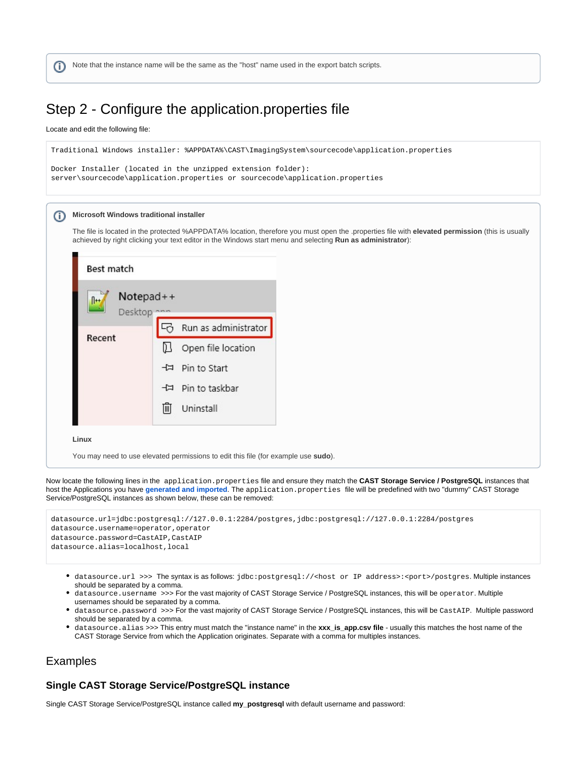> ⓘ Note that the instance name will be the same as the "host" name used in the export batch scripts.

## Step 2 - Configure the application.properties file

Locate and edit the following file:

```
Traditional Windows installer: %APPDATA%\CAST\ImagingSystem\sourcecode\application.properties

Docker Installer (located in the unzipped extension folder):
server\sourcecode\application.properties or sourcecode\application.properties
```

> ⓘ **Microsoft Windows traditional installer**
>
> The file is located in the protected %APPDATA% location, therefore you must open the .properties file with **elevated permission** (this is usually achieved by right clicking your text editor in the Windows start menu and selecting **Run as administrator**):
>
> **Linux**
>
> You may need to use elevated permissions to edit this file (for example use **sudo**).

Now locate the following lines in the `application.properties` file and ensure they match the **CAST Storage Service / PostgreSQL** instances that host the Applications you have **generated and imported**. The `application.properties` file will be predefined with two "dummy" CAST Storage Service/PostgreSQL instances as shown below, these can be removed:

```
datasource.url=jdbc:postgresql://127.0.0.1:2284/postgres,jdbc:postgresql://127.0.0.1:2284/postgres
datasource.username=operator,operator
datasource.password=CastAIP,CastAIP
datasource.alias=localhost,local
```

- `datasource.url` >>> The syntax is as follows: `jdbc:postgresql://<host or IP address>:<port>/postgres`. Multiple instances should be separated by a comma.
- `datasource.username` >>> For the vast majority of CAST Storage Service / PostgreSQL instances, this will be `operator`. Multiple usernames should be separated by a comma.
- `datasource.password` >>> For the vast majority of CAST Storage Service / PostgreSQL instances, this will be `CastAIP`. Multiple password should be separated by a comma.
- `datasource.alias` >>> This entry must match the "instance name" in the **xxx_is_app.csv file** - usually this matches the host name of the CAST Storage Service from which the Application originates. Separate with a comma for multiples instances.

## Examples

### Single CAST Storage Service/PostgreSQL instance

Single CAST Storage Service/PostgreSQL instance called **my_postgresql** with default username and password: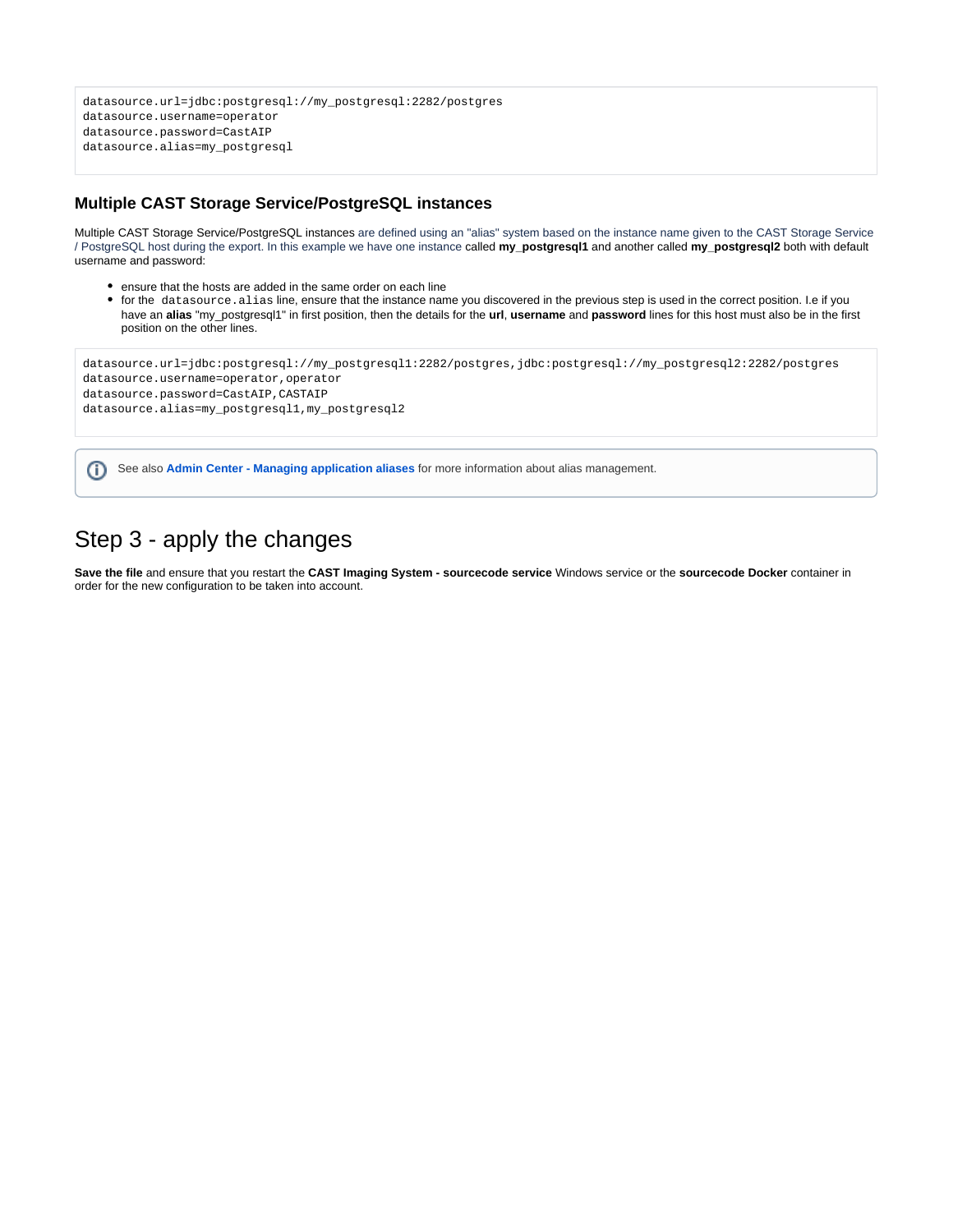```
datasource.url=jdbc:postgresql://my_postgresql:2282/postgres
datasource.username=operator
datasource.password=CastAIP
datasource.alias=my_postgresql
```

### Multiple CAST Storage Service/PostgreSQL instances

Multiple CAST Storage Service/PostgreSQL instances are defined using an "alias" system based on the instance name given to the CAST Storage Service / PostgreSQL host during the export. In this example we have one instance called **my_postgresql1** and another called **my_postgresql2** both with default username and password:

- ensure that the hosts are added in the same order on each line
- for the `datasource.alias` line, ensure that the instance name you discovered in the previous step is used in the correct position. I.e if you have an **alias** "my_postgresql1" in first position, then the details for the **url**, **username** and **password** lines for this host must also be in the first position on the other lines.

```
datasource.url=jdbc:postgresql://my_postgresql1:2282/postgres,jdbc:postgresql://my_postgresql2:2282/postgres
datasource.username=operator,operator
datasource.password=CastAIP,CASTAIP
datasource.alias=my_postgresql1,my_postgresql2
```

See also **Admin Center - Managing application aliases** for more information about alias management.

# Step 3 - apply the changes

**Save the file** and ensure that you restart the **CAST Imaging System - sourcecode service** Windows service or the **sourcecode Docker** container in order for the new configuration to be taken into account.